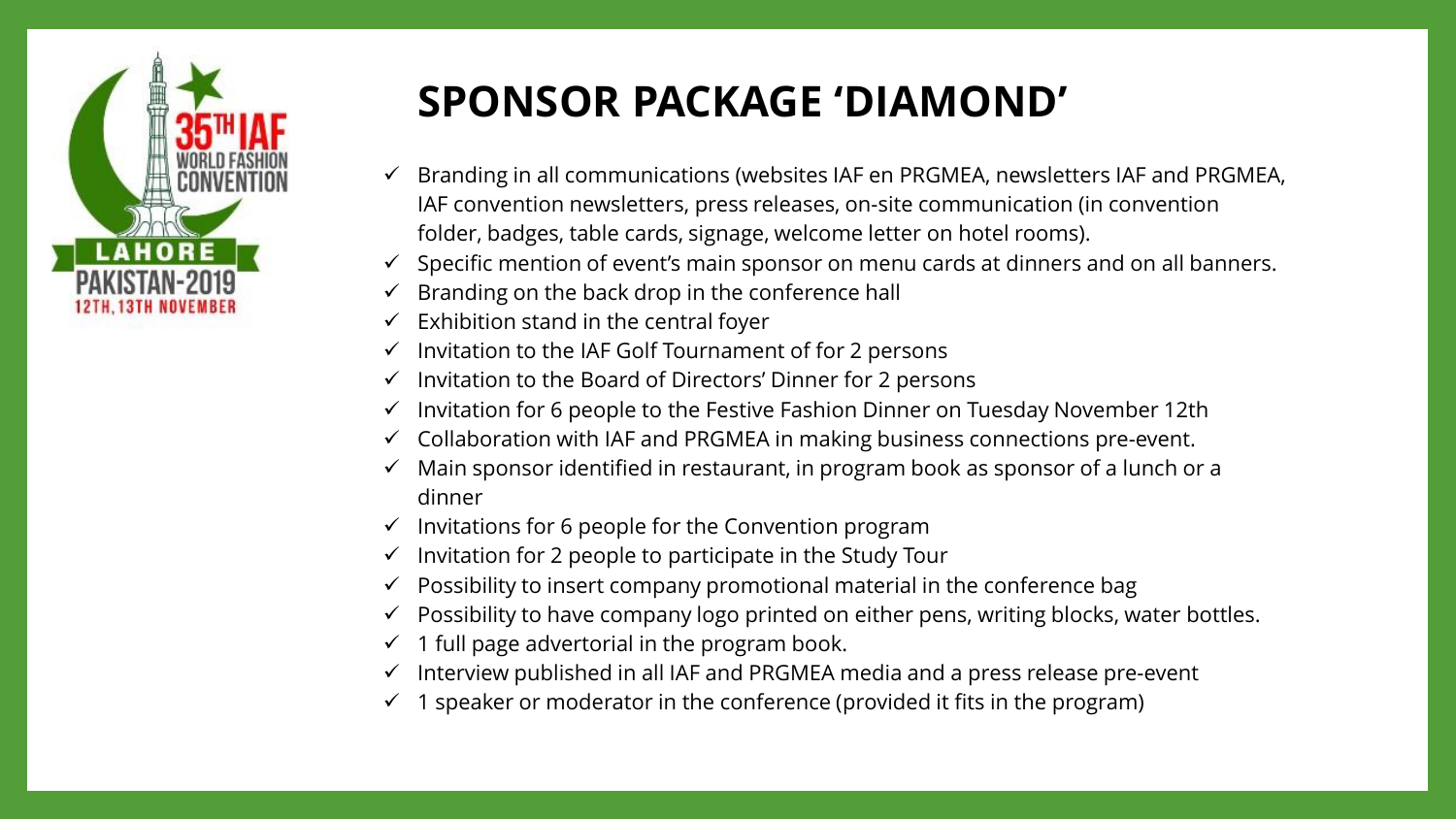35TH IAF WORLD FASHION CONVENTION
LAHORE
PAKISTAN-2019
12TH, 13TH NOVEMBER

# SPONSOR PACKAGE 'DIAMOND'

- ✓ Branding in all communications (websites IAF en PRGMEA, newsletters IAF and PRGMEA, IAF convention newsletters, press releases, on-site communication (in convention folder, badges, table cards, signage, welcome letter on hotel rooms).
- ✓ Specific mention of event's main sponsor on menu cards at dinners and on all banners.
- ✓ Branding on the back drop in the conference hall
- ✓ Exhibition stand in the central foyer
- ✓ Invitation to the IAF Golf Tournament of for 2 persons
- ✓ Invitation to the Board of Directors' Dinner for 2 persons
- ✓ Invitation for 6 people to the Festive Fashion Dinner on Tuesday November 12th
- ✓ Collaboration with IAF and PRGMEA in making business connections pre-event.
- ✓ Main sponsor identified in restaurant, in program book as sponsor of a lunch or a dinner
- ✓ Invitations for 6 people for the Convention program
- ✓ Invitation for 2 people to participate in the Study Tour
- ✓ Possibility to insert company promotional material in the conference bag
- ✓ Possibility to have company logo printed on either pens, writing blocks, water bottles.
- ✓ 1 full page advertorial in the program book.
- ✓ Interview published in all IAF and PRGMEA media and a press release pre-event
- ✓ 1 speaker or moderator in the conference (provided it fits in the program)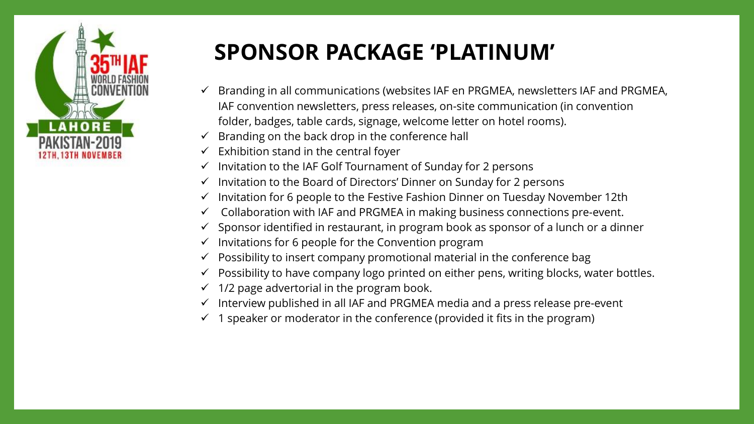# SPONSOR PACKAGE 'PLATINUM'

- ✓ Branding in all communications (websites IAF en PRGMEA, newsletters IAF and PRGMEA, IAF convention newsletters, press releases, on-site communication (in convention folder, badges, table cards, signage, welcome letter on hotel rooms).
- ✓ Branding on the back drop in the conference hall
- ✓ Exhibition stand in the central foyer
- ✓ Invitation to the IAF Golf Tournament of Sunday for 2 persons
- ✓ Invitation to the Board of Directors' Dinner on Sunday for 2 persons
- ✓ Invitation for 6 people to the Festive Fashion Dinner on Tuesday November 12th
- ✓ Collaboration with IAF and PRGMEA in making business connections pre-event.
- ✓ Sponsor identified in restaurant, in program book as sponsor of a lunch or a dinner
- ✓ Invitations for 6 people for the Convention program
- ✓ Possibility to insert company promotional material in the conference bag
- ✓ Possibility to have company logo printed on either pens, writing blocks, water bottles.
- ✓ 1/2 page advertorial in the program book.
- ✓ Interview published in all IAF and PRGMEA media and a press release pre-event
- ✓ 1 speaker or moderator in the conference (provided it fits in the program)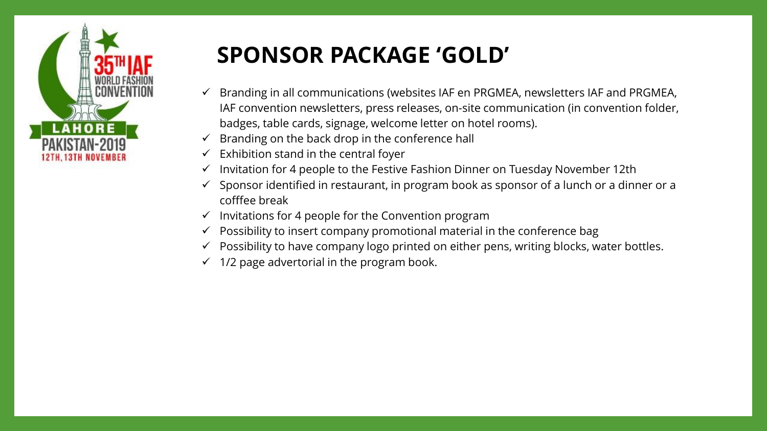## SPONSOR PACKAGE 'GOLD'

- ✓ Branding in all communications (websites IAF en PRGMEA, newsletters IAF and PRGMEA, IAF convention newsletters, press releases, on-site communication (in convention folder, badges, table cards, signage, welcome letter on hotel rooms).
- ✓ Branding on the back drop in the conference hall
- ✓ Exhibition stand in the central foyer
- ✓ Invitation for 4 people to the Festive Fashion Dinner on Tuesday November 12th
- ✓ Sponsor identified in restaurant, in program book as sponsor of a lunch or a dinner or a cofffee break
- ✓ Invitations for 4 people for the Convention program
- ✓ Possibility to insert company promotional material in the conference bag
- ✓ Possibility to have company logo printed on either pens, writing blocks, water bottles.
- ✓ 1/2 page advertorial in the program book.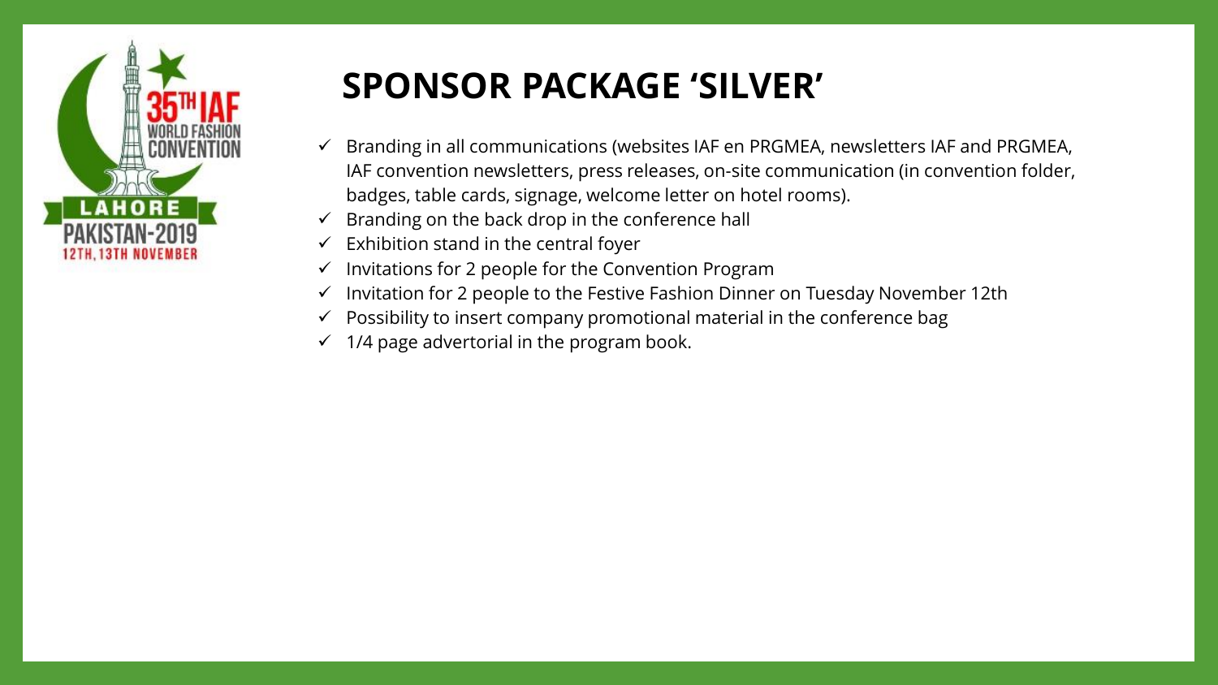# SPONSOR PACKAGE 'SILVER'

- ✓ Branding in all communications (websites IAF en PRGMEA, newsletters IAF and PRGMEA, IAF convention newsletters, press releases, on-site communication (in convention folder, badges, table cards, signage, welcome letter on hotel rooms).
- ✓ Branding on the back drop in the conference hall
- ✓ Exhibition stand in the central foyer
- ✓ Invitations for 2 people for the Convention Program
- ✓ Invitation for 2 people to the Festive Fashion Dinner on Tuesday November 12th
- ✓ Possibility to insert company promotional material in the conference bag
- ✓ 1/4 page advertorial in the program book.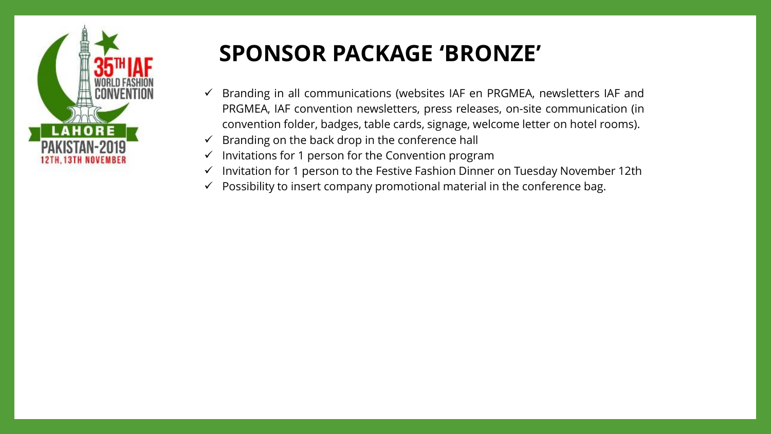35TH IAF WORLD FASHION CONVENTION
LAHORE
PAKISTAN-2019
12TH, 13TH NOVEMBER

# SPONSOR PACKAGE 'BRONZE'

- ✓ Branding in all communications (websites IAF en PRGMEA, newsletters IAF and PRGMEA, IAF convention newsletters, press releases, on-site communication (in convention folder, badges, table cards, signage, welcome letter on hotel rooms).
- ✓ Branding on the back drop in the conference hall
- ✓ Invitations for 1 person for the Convention program
- ✓ Invitation for 1 person to the Festive Fashion Dinner on Tuesday November 12th
- ✓ Possibility to insert company promotional material in the conference bag.